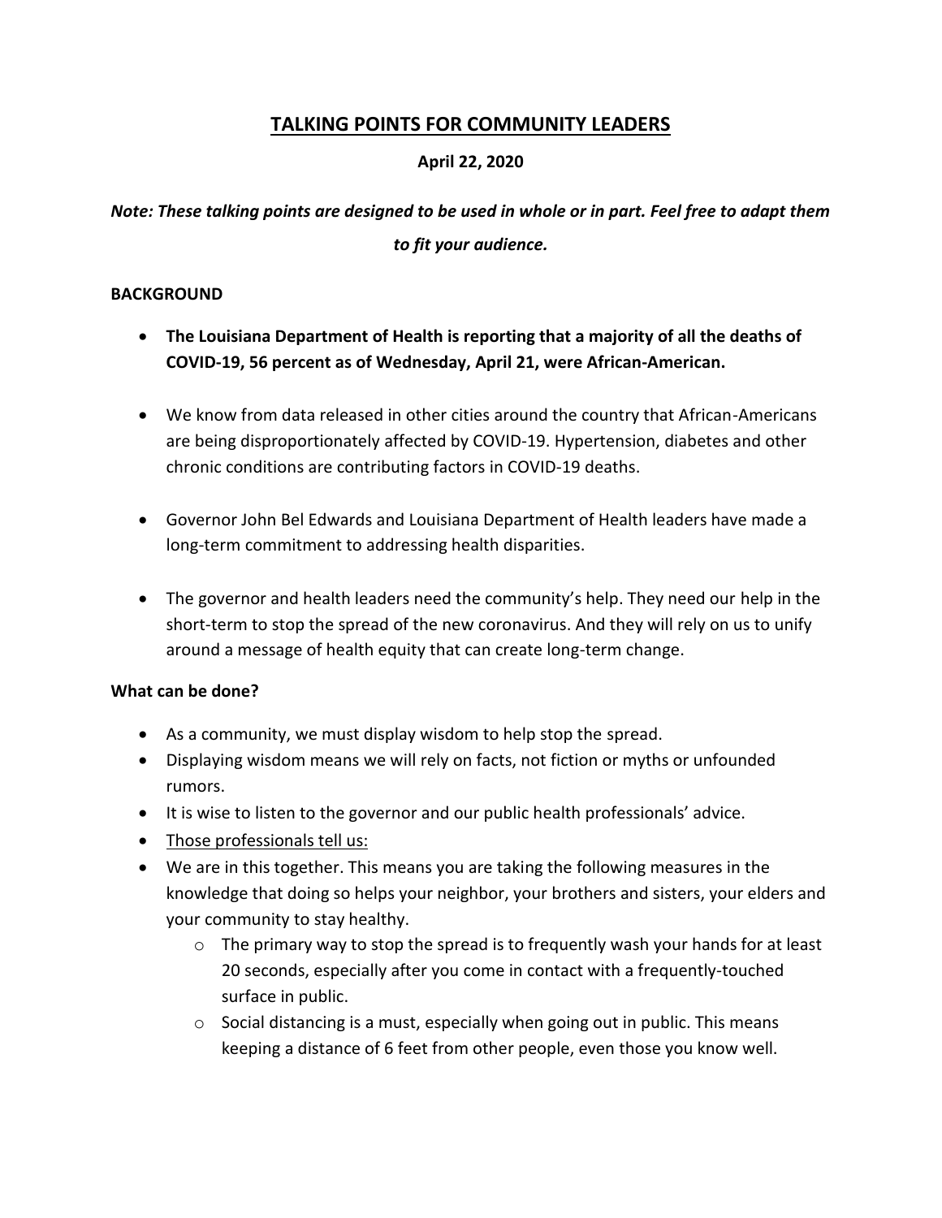# TALKING POINTS FOR COMMUNITY LEADERS

**April 22, 2020**

***Note: These talking points are designed to be used in whole or in part. Feel free to adapt them to fit your audience.***

**BACKGROUND**

- **The Louisiana Department of Health is reporting that a majority of all the deaths of COVID-19, 56 percent as of Wednesday, April 21, were African-American.**
- We know from data released in other cities around the country that African-Americans are being disproportionately affected by COVID-19. Hypertension, diabetes and other chronic conditions are contributing factors in COVID-19 deaths.
- Governor John Bel Edwards and Louisiana Department of Health leaders have made a long-term commitment to addressing health disparities.
- The governor and health leaders need the community's help. They need our help in the short-term to stop the spread of the new coronavirus. And they will rely on us to unify around a message of health equity that can create long-term change.

**What can be done?**

- As a community, we must display wisdom to help stop the spread.
- Displaying wisdom means we will rely on facts, not fiction or myths or unfounded rumors.
- It is wise to listen to the governor and our public health professionals' advice.
- <u>Those professionals tell us:</u>
- We are in this together. This means you are taking the following measures in the knowledge that doing so helps your neighbor, your brothers and sisters, your elders and your community to stay healthy.
  - The primary way to stop the spread is to frequently wash your hands for at least 20 seconds, especially after you come in contact with a frequently-touched surface in public.
  - Social distancing is a must, especially when going out in public. This means keeping a distance of 6 feet from other people, even those you know well.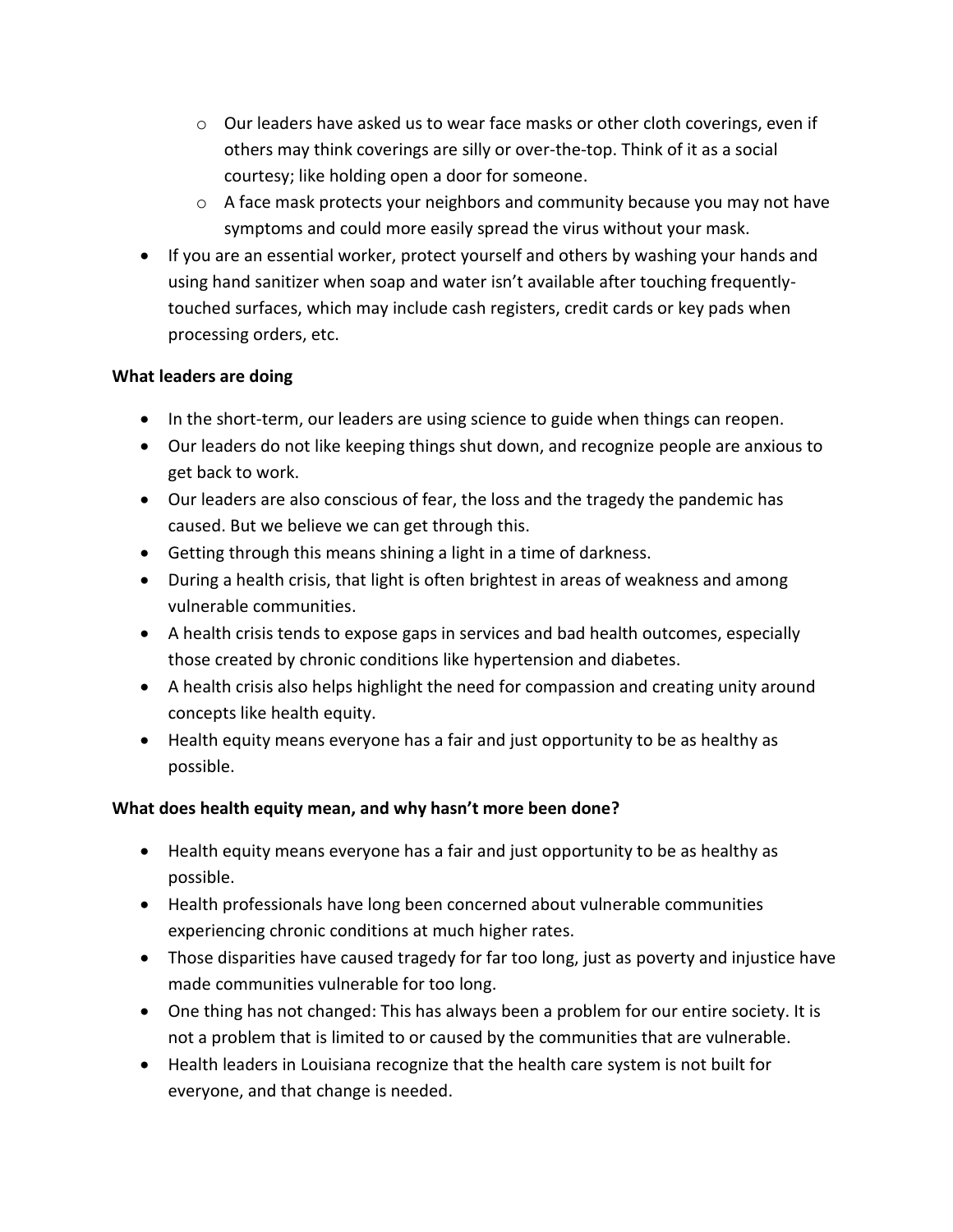- Our leaders have asked us to wear face masks or other cloth coverings, even if others may think coverings are silly or over-the-top. Think of it as a social courtesy; like holding open a door for someone.
  - A face mask protects your neighbors and community because you may not have symptoms and could more easily spread the virus without your mask.
- If you are an essential worker, protect yourself and others by washing your hands and using hand sanitizer when soap and water isn't available after touching frequently-touched surfaces, which may include cash registers, credit cards or key pads when processing orders, etc.

**What leaders are doing**

- In the short-term, our leaders are using science to guide when things can reopen.
- Our leaders do not like keeping things shut down, and recognize people are anxious to get back to work.
- Our leaders are also conscious of fear, the loss and the tragedy the pandemic has caused. But we believe we can get through this.
- Getting through this means shining a light in a time of darkness.
- During a health crisis, that light is often brightest in areas of weakness and among vulnerable communities.
- A health crisis tends to expose gaps in services and bad health outcomes, especially those created by chronic conditions like hypertension and diabetes.
- A health crisis also helps highlight the need for compassion and creating unity around concepts like health equity.
- Health equity means everyone has a fair and just opportunity to be as healthy as possible.

**What does health equity mean, and why hasn't more been done?**

- Health equity means everyone has a fair and just opportunity to be as healthy as possible.
- Health professionals have long been concerned about vulnerable communities experiencing chronic conditions at much higher rates.
- Those disparities have caused tragedy for far too long, just as poverty and injustice have made communities vulnerable for too long.
- One thing has not changed: This has always been a problem for our entire society. It is not a problem that is limited to or caused by the communities that are vulnerable.
- Health leaders in Louisiana recognize that the health care system is not built for everyone, and that change is needed.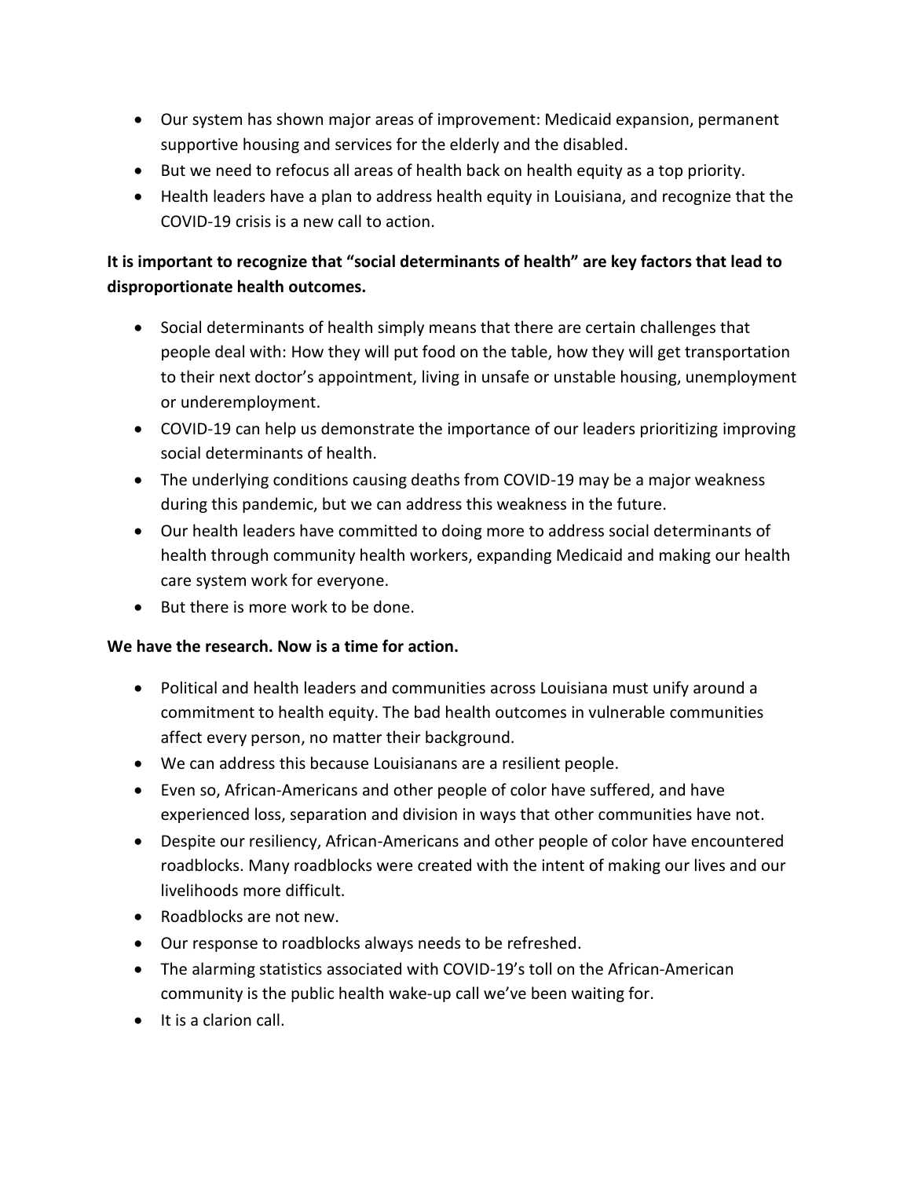- Our system has shown major areas of improvement: Medicaid expansion, permanent supportive housing and services for the elderly and the disabled.
- But we need to refocus all areas of health back on health equity as a top priority.
- Health leaders have a plan to address health equity in Louisiana, and recognize that the COVID-19 crisis is a new call to action.

**It is important to recognize that "social determinants of health" are key factors that lead to disproportionate health outcomes.**

- Social determinants of health simply means that there are certain challenges that people deal with: How they will put food on the table, how they will get transportation to their next doctor's appointment, living in unsafe or unstable housing, unemployment or underemployment.
- COVID-19 can help us demonstrate the importance of our leaders prioritizing improving social determinants of health.
- The underlying conditions causing deaths from COVID-19 may be a major weakness during this pandemic, but we can address this weakness in the future.
- Our health leaders have committed to doing more to address social determinants of health through community health workers, expanding Medicaid and making our health care system work for everyone.
- But there is more work to be done.

**We have the research. Now is a time for action.**

- Political and health leaders and communities across Louisiana must unify around a commitment to health equity. The bad health outcomes in vulnerable communities affect every person, no matter their background.
- We can address this because Louisianans are a resilient people.
- Even so, African-Americans and other people of color have suffered, and have experienced loss, separation and division in ways that other communities have not.
- Despite our resiliency, African-Americans and other people of color have encountered roadblocks. Many roadblocks were created with the intent of making our lives and our livelihoods more difficult.
- Roadblocks are not new.
- Our response to roadblocks always needs to be refreshed.
- The alarming statistics associated with COVID-19's toll on the African-American community is the public health wake-up call we've been waiting for.
- It is a clarion call.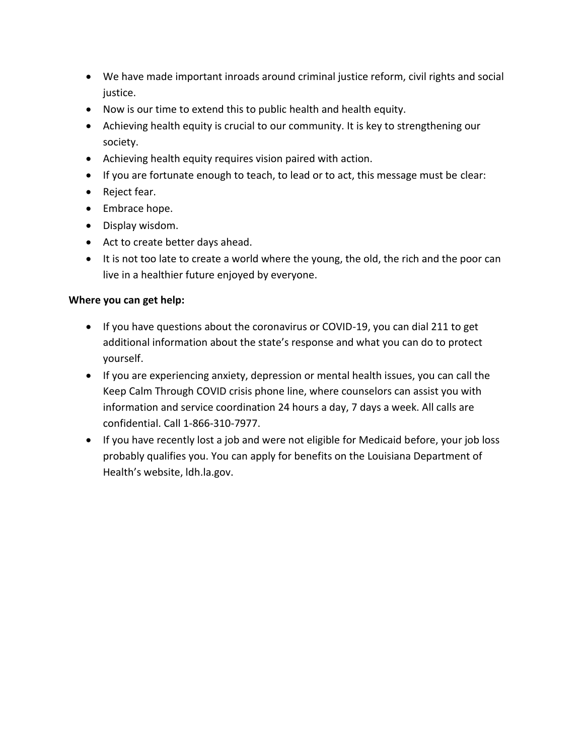- We have made important inroads around criminal justice reform, civil rights and social justice.
- Now is our time to extend this to public health and health equity.
- Achieving health equity is crucial to our community. It is key to strengthening our society.
- Achieving health equity requires vision paired with action.
- If you are fortunate enough to teach, to lead or to act, this message must be clear:
- Reject fear.
- Embrace hope.
- Display wisdom.
- Act to create better days ahead.
- It is not too late to create a world where the young, the old, the rich and the poor can live in a healthier future enjoyed by everyone.

**Where you can get help:**

- If you have questions about the coronavirus or COVID-19, you can dial 211 to get additional information about the state's response and what you can do to protect yourself.
- If you are experiencing anxiety, depression or mental health issues, you can call the Keep Calm Through COVID crisis phone line, where counselors can assist you with information and service coordination 24 hours a day, 7 days a week. All calls are confidential. Call 1-866-310-7977.
- If you have recently lost a job and were not eligible for Medicaid before, your job loss probably qualifies you. You can apply for benefits on the Louisiana Department of Health's website, ldh.la.gov.